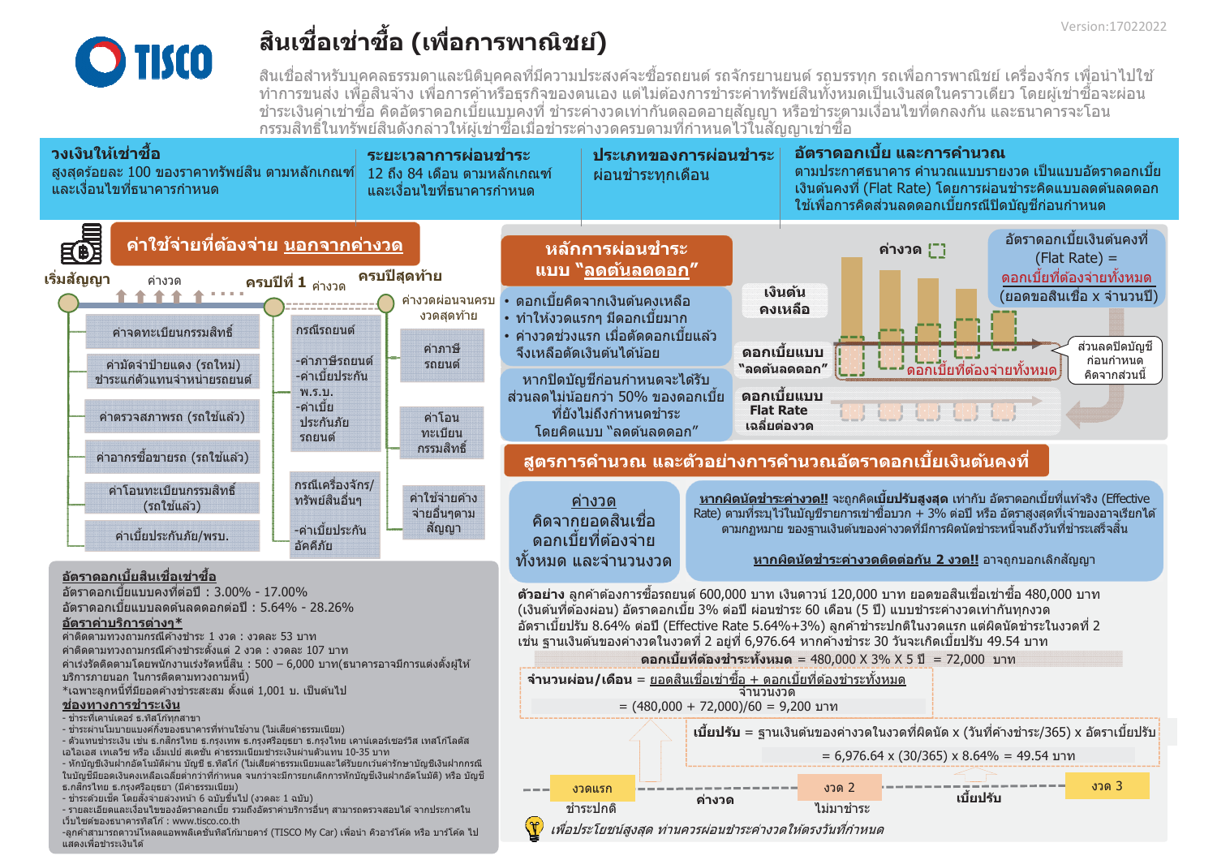# สินเชื่อเช่าซื้อ (เพื่อการพาณิชย์)

สินเชื่อสำหรับบุคคลธรรมดาและนิติบุคคลที่มีความประสงค์จะซื้อรถยนต์ รถจักรยานยนต์ รถบรรทุก รถเพื่อการพาณิชย์ เครื่องจักร เพื่อนำไปใช้ทำการขนส่ง เพื่อสินจ้าง เพื่อการค้าหรือธุรกิจของตนเอง แต่ไม่ต้องการชำระค่าทรัพย์สินทั้งหมดเป็นเงินสดในคราวเดียว โดยผู้เช่าซื้อจะผ่อนชำระเงินค่าเช่าซื้อ คิดอัตราดอกเบี้ยแบบคงที่ ชำระค่างวดเท่ากันตลอดอายุสัญญา หรือชำระตามเงื่อนไขที่ตกลงกัน และธนาคารจะโอนกรรมสิทธิ์ในทรัพย์สินดังกล่าวให้ผู้เช่าซื้อเมื่อชำระค่างวดครบตามที่กำหนดไว้ในสัญญาเช่าซื้อ

| วงเงินให้เช่าซื้อ | ระยะเวลาการผ่อนชำระ | ประเภทของการผ่อนชำระ | อัตราดอกเบี้ย และการคำนวณ |
|---|---|---|---|
| สูงสุดร้อยละ 100 ของราคาทรัพย์สิน ตามหลักเกณฑ์และเงื่อนไขที่ธนาคารกำหนด | 12 ถึง 84 เดือน ตามหลักเกณฑ์และเงื่อนไขที่ธนาคารกำหนด | ผ่อนชำระทุกเดือน | ตามประกาศธนาคาร คำนวณแบบรายงวด เป็นแบบอัตราดอกเบี้ยเงินต้นคงที่ (Flat Rate) โดยการผ่อนชำระคิดแบบลดต้นลดดอก ใช้เพื่อการคิดส่วนลดดอกเบี้ยกรณีปิดบัญชีก่อนกำหนด |

## ค่าใช้จ่ายที่ต้องจ่าย นอกจากค่างวด

เริ่มสัญญา → ค่างวด → ครบปีที่ 1 ค่างวด → ครบปีสุดท้าย → ค่างวดผ่อนจนครบงวดสุดท้าย

**เริ่มสัญญา**
- ค่าจดทะเบียนกรรมสิทธิ์
- ค่ามัดจำป้ายแดง (รถใหม่) ชำระแก่ตัวแทนจำหน่ายรถยนต์
- ค่าตรวจสภาพรถ (รถใช้แล้ว)
- ค่าอากรซื้อขายรถ (รถใช้แล้ว)
- ค่าโอนทะเบียนกรรมสิทธิ์ (รถใช้แล้ว)
- ค่าเบี้ยประกันภัย/พรบ.

**ครบปีที่ 1**
- กรณีรถยนต์
  - ค่าภาษีรถยนต์
  - ค่าเบี้ยประกัน พ.ร.บ.
  - ค่าเบี้ยประกันภัยรถยนต์
- กรณีเครื่องจักร/ทรัพย์สินอื่นๆ
  - ค่าเบี้ยประกันอัคคีภัย

**ครบปีสุดท้าย**
- ค่าภาษีรถยนต์
- ค่าโอนทะเบียนกรรมสิทธิ์
- ค่าใช้จ่ายต่างจ่ายอื่นๆตามสัญญา

### อัตราดอกเบี้ยสินเชื่อเช่าซื้อ
อัตราดอกเบี้ยแบบคงที่ต่อปี : 3.00% - 17.00%
อัตราดอกเบี้ยแบบลดต้นลดดอกต่อปี : 5.64% - 28.26%

### อัตราค่าบริการต่างๆ*
ค่าติดตามทวงถามกรณีค้างชำระ 1 งวด : งวดละ 53 บาท
ค่าติดตามทวงถามกรณีค้างชำระตั้งแต่ 2 งวด : งวดละ 107 บาท
ค่าเร่งรัดติดตามโดยพนักงานเร่งรัดหนี้สิน : 500 – 6,000 บาท(ธนาคารอาจมีการแต่งตั้งผู้ให้บริการภายนอก ในการติดตามทวงถามหนี้)
*เฉพาะลูกหนี้ที่มียอดค้างชำระสะสม ตั้งแต่ 1,001 บ. เป็นต้นไป

### ช่องทางการชำระเงิน
- ชำระที่เคาน์เตอร์ ธ.ทิสโก้ทุกสาขา
- ชำระผ่านโมบายแบงค์กิ้งของธนาคารที่ท่านใช้งาน (ไม่เสียค่าธรรมเนียม)
- ตัวแทนชำระเงิน เช่น ธ.กสิกรไทย ธ.กรุงเทพ ธ.กรุงศรีอยุธยา ธ.กรุงไทย เคาน์เตอร์เซอร์วิส เทสโก้โลตัส เอไอเอส เทเลวิซ หรือ เอ็มเปย์ สเตชั่น ค่าธรรมเนียมชำระเงินผ่านตัวแทน 10-35 บาท
- หักบัญชีเงินฝากอัตโนมัติผ่าน บัญชี ธ.ทิสโก้ (ไม่เสียค่าธรรมเนียมและได้รับยกเว้นค่ารักษาบัญชีเงินฝากกรณีในบัญชีมียอดเงินคงเหลือเฉลี่ยต่ำกว่าที่กำหนด จนกว่าจะมีการยกเลิกการหักบัญชีเงินฝากอัตโนมัติ) หรือ บัญชี ธ.กสิกรไทย ธ.กรุงศรีอยุธยา (มีค่าธรรมเนียม)
- ชำระด้วยเช็ค โดยสั่งจ่ายล่วงหน้า 6 ฉบับขึ้นไป (งวดละ 1 ฉบับ)
- รายละเอียดและเงื่อนไขของอัตราดอกเบี้ย รวมถึงอัตราค่าบริการอื่นๆ สามารถตรวจสอบได้ จากประกาศในเว็บไซต์ของธนาคารทิสโก้ : www.tisco.co.th
- ลูกค้าสามารถดาวน์โหลดแอพพลิเคชั่นทิสโก้มายคาร์ (TISCO My Car) เพื่อนำ คิวอาร์โค้ด หรือ บาร์โค้ด ไปแสดงเพื่อชำระเงินได้

## หลักการผ่อนชำระแบบ "ลดต้นลดดอก"

- ดอกเบี้ยคิดจากเงินต้นคงเหลือ
- ทำให้งวดแรกๆ มีดอกเบี้ยมาก
- ค่างวดช่วงแรก เมื่อตัดดอกเบี้ยแล้วจึงเหลือตัดเงินต้นได้น้อย

หากปิดบัญชีก่อนกำหนดจะได้รับส่วนลดไม่น้อยกว่า 50% ของดอกเบี้ยที่ยังไม่ถึงกำหนดชำระ โดยคิดแบบ "ลดต้นลดดอก"

อัตราดอกเบี้ยเงินต้นคงที่ (Flat Rate) = ดอกเบี้ยที่ต้องจ่ายทั้งหมด (ยอดขอสินเชื่อ x จำนวนปี)

ค่างวด | เงินต้นคงเหลือ | ดอกเบี้ยแบบ "ลดต้นลดดอก" | ดอกเบี้ยแบบ Flat Rate เฉลี่ยต่องวด | ดอกเบี้ยที่ต้องจ่ายทั้งหมด | ส่วนลดปิดบัญชีก่อนกำหนด คิดจากส่วนนี้

## สูตรการคำนวณ และตัวอย่างการคำนวณอัตราดอกเบี้ยเงินต้นคงที่

**ค่างวด** คิดจากยอดสินเชื่อ ดอกเบี้ยที่ต้องจ่ายทั้งหมด และจำนวนงวด

**หากผิดนัดชำระค่างวด!!** จะถูกคิด**เบี้ยปรับสูงสุด** เท่ากับ อัตราดอกเบี้ยที่แท้จริง (Effective Rate) ตามที่ระบุไว้ในบัญชีรายการเช่าซื้อบวก + 3% ต่อปี หรือ อัตราสูงสุดที่เจ้าของอาจเรียกได้ตามกฎหมาย ของฐานเงินต้นของค่างวดที่มีการผิดนัดชำระหนี้จนถึงวันที่ชำระเสร็จสิ้น

**หากผิดนัดชำระค่างวดติดต่อกัน 2 งวด!!** อาจถูกบอกเลิกสัญญา

**ตัวอย่าง** ลูกค้าต้องการซื้อรถยนต์ 600,000 บาท เงินดาวน์ 120,000 บาท ยอดขอสินเชื่อเช่าซื้อ 480,000 บาท (เงินต้นที่ต้องผ่อน) อัตราดอกเบี้ย 3% ต่อปี ผ่อนชำระ 60 เดือน (5 ปี) แบบชำระค่างวดเท่ากันทุกงวด อัตราเบี้ยปรับ 8.64% ต่อปี (Effective Rate 5.64%+3%) ลูกค้าชำระปกติในงวดแรก แต่ผิดนัดชำระในงวดที่ 2 เช่น ฐานเงินต้นของค่างวดในงวดที่ 2 อยู่ที่ 6,976.64 บาท หากค้างชำระ 30 วันจะเกิดเบี้ยปรับ 49.54 บาท

**ดอกเบี้ยที่ต้องชำระทั้งหมด** = 480,000 X 3% X 5 ปี = 72,000 บาท

**จำนวนผ่อน/เดือน** = (ยอดสินเชื่อเช่าซื้อ + ดอกเบี้ยที่ต้องชำระทั้งหมด) / จำนวนงวด
= (480,000 + 72,000)/60 = 9,200 บาท

**เบี้ยปรับ** = ฐานเงินต้นของค่างวดในงวดที่ผิดนัด x (วันที่ค้างชำระ/365) x อัตราเบี้ยปรับ
= 6,976.64 x (30/365) x 8.64% = 49.54 บาท

งวดแรก (ชำระปกติ) — ค่างวด — งวด 2 (ไม่มาชำระ) — เบี้ยปรับ — งวด 3

*เพื่อประโยชน์สูงสุด ท่านควรผ่อนชำระค่างวดให้ตรงวันที่กำหนด*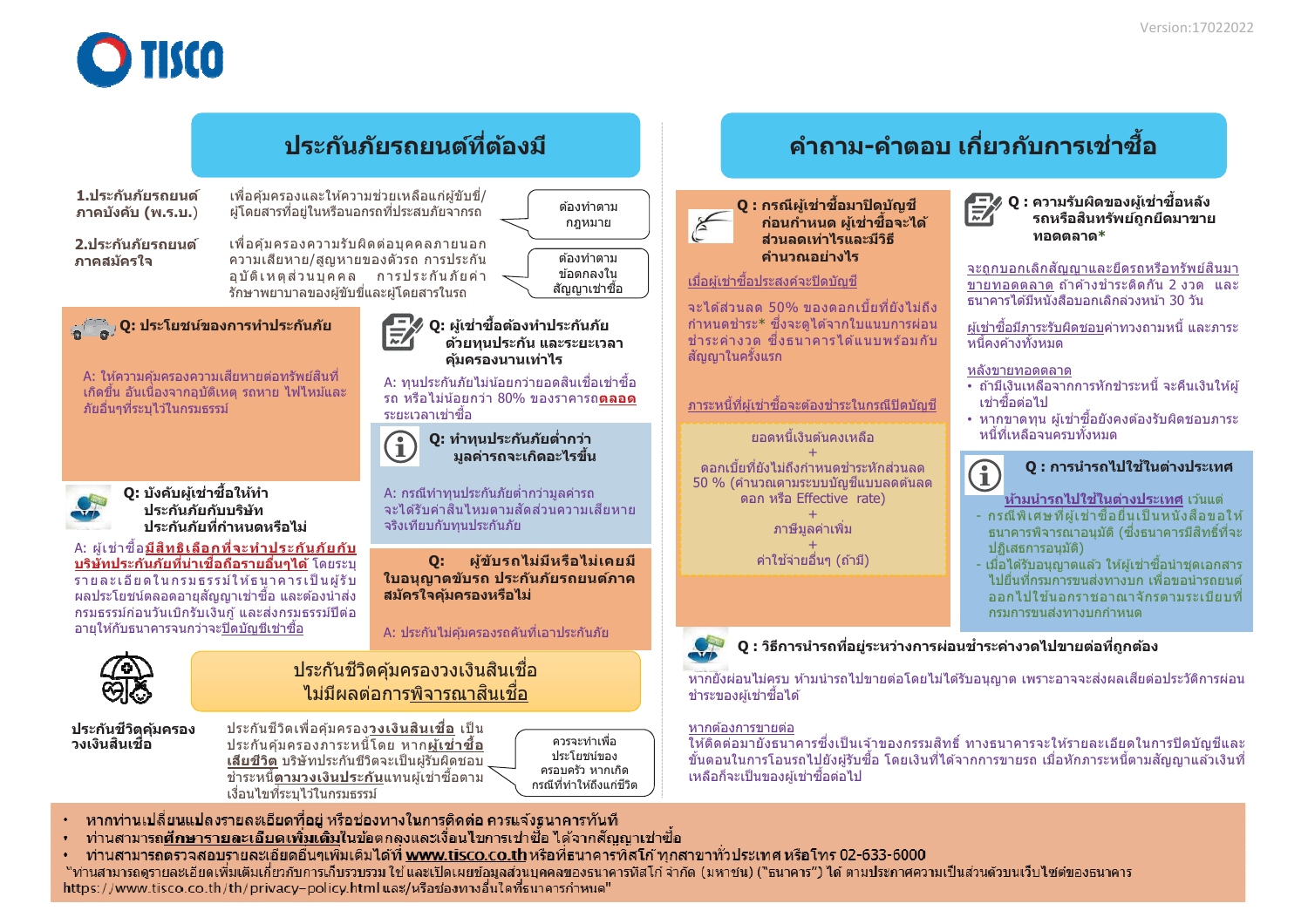Version:17022022

# ประกันภัยรถยนต์ที่ต้องมี

**1.ประกันภัยรถยนต์ภาคบังคับ (พ.ร.บ.)**

เพื่อคุ้มครองและให้ความช่วยเหลือแก่ผู้ขับขี่/ผู้โดยสารที่อยู่ในรถยนต์ที่ประสบภัยจากรถ

ต้องทำตามกฎหมาย

**2.ประกันภัยรถยนต์ภาคสมัครใจ**

เพื่อคุ้มครองความรับผิดต่อบุคคลภายนอก ความเสียหาย/สูญหายของตัวรถ การประกันอุบัติเหตุส่วนบุคคล การประกันภัยค่ารักษาพยาบาลของผู้ขับขี่และผู้โดยสารในรถ

ต้องทำตามข้อตกลงในสัญญาเช่าซื้อ

### Q: ประโยชน์ของการทำประกันภัย

A: ให้ความคุ้มครองความเสียหายต่อทรัพย์สินที่เกิดขึ้น อันเนื่องจากอุบัติเหตุ รถหาย ไฟไหม้และภัยอื่นๆที่ระบุไว้ในกรมธรรม์

### Q: ผู้เช่าซื้อต้องทำประกันภัย ด้วยทุนประกัน และระยะเวลาคุ้มครองนานเท่าไร

A: ทุนประกันภัยไม่น้อยกว่ายอดสินเชื่อเช่าซื้อรถ หรือไม่น้อยกว่า 80% ของราคารถ**ตลอด**ระยะเวลาเช่าซื้อ

### Q: ทำทุนประกันภัยต่ำกว่ามูลค่ารถจะเกิดอะไรขึ้น

A: กรณีทำทุนประกันภัยต่ำกว่ามูลค่ารถ จะได้รับค่าสินไหมตามสัดส่วนความเสียหายจริงเทียบกับทุนประกันภัย

### Q: บังคับผู้เช่าซื้อให้ทำประกันภัยกับบริษัทประกันภัยที่กำหนดหรือไม่

A: ผู้เช่าซื้อ**มีสิทธิเลือกที่จะทำประกันภัยกับบริษัทประกันภัยที่น่าเชื่อถือรายอื่นๆได้** โดยระบุรายละเอียดในกรมธรรม์ให้ธนาคารเป็นผู้รับผลประโยชน์ตลอดอายุสัญญาเช่าซื้อ และต้องนำส่งกรมธรรม์ก่อนวันเบิกรับเงินกู้ และส่งกรมธรรม์ต่ออายุให้กับธนาคารจนกว่าจะปิดบัญชีเช่าซื้อ

### Q: ผู้ขับรถไม่มีหรือไม่เคยมีใบอนุญาตขับรถ ประกันภัยรถยนต์ภาคสมัครใจคุ้มครองหรือไม่

A: ประกันไม่คุ้มครองรถคันที่เอาประกันภัย

## ประกันชีวิตคุ้มครองวงเงินสินเชื่อ ไม่มีผลต่อการพิจารณาสินเชื่อ

**ประกันชีวิตคุ้มครองวงเงินสินเชื่อ**

ประกันชีวิตเพื่อคุ้มครอง**วงเงินสินเชื่อ** เป็นประกันคุ้มครองภาระหนี้โดย หาก**ผู้เช่าซื้อเสียชีวิต** บริษัทประกันชีวิตจะเป็นผู้รับผิดชอบชำระหนี้**ตามวงเงินประกัน**แทนผู้เช่าซื้อตามเงื่อนไขที่ระบุไว้ในกรมธรรม์

ควรจะทำเพื่อประโยชน์ของครอบครัว หากเกิดกรณีที่ทำให้ถึงแก่ชีวิต

# คำถาม-คำตอบ เกี่ยวกับการเช่าซื้อ

### Q : กรณีผู้เช่าซื้อมาปิดบัญชีก่อนกำหนด ผู้เช่าซื้อจะได้ส่วนลดเท่าไรและมีวิธีคำนวณอย่างไร

เมื่อผู้เช่าซื้อประสงค์จะปิดบัญชี

จะได้ส่วนลด 50% ของดอกเบี้ยที่ยังไม่ถึงกำหนดชำระ* ซึ่งจะดูได้จากใบแนบการผ่อนชำระค่างวด ซึ่งธนาคารได้แนบพร้อมกับสัญญาในครั้งแรก

ภาระหนี้ที่ผู้เช่าซื้อจะต้องชำระในกรณีปิดบัญชี

ยอดหนี้เงินต้นคงเหลือ
+
ดอกเบี้ยที่ยังไม่ถึงกำหนดชำระหักส่วนลด 50 % (คำนวณตามระบบบัญชีแบบลดต้นลดดอก หรือ Effective rate)
+
ภาษีมูลค่าเพิ่ม
+
ค่าใช้จ่ายอื่นๆ (ถ้ามี)

### Q : ความรับผิดของผู้เช่าซื้อหลังรถหรือสินทรัพย์ถูกยึดมาขายทอดตลาด*

จะถูกบอกเลิกสัญญาและยึดรถหรือทรัพย์สินมาขายทอดตลาด ถ้าค้างชำระติดกัน 2 งวด และธนาคารได้มีหนังสือบอกเลิกล่วงหน้า 30 วัน

ผู้เช่าซื้อมีภาระรับผิดชอบค่าทวงถามหนี้ และภาระหนี้คงค้างทั้งหมด

หลังขายทอดตลาด

- ถ้ามีเงินเหลือจากการหักชำระหนี้ จะคืนเงินให้ผู้เช่าซื้อต่อไป
- หากขาดทุน ผู้เช่าซื้อยังคงต้องรับผิดชอบภาระหนี้ที่เหลือจนครบทั้งหมด

### Q : การนำรถไปใช้ในต่างประเทศ

**ห้ามนำรถไปใช้ในต่างประเทศ** เว้นแต่

- กรณีพิเศษที่ผู้เช่าซื้อยื่นเป็นหนังสือขอให้ธนาคารพิจารณาอนุมัติ (ซึ่งธนาคารมีสิทธิ์ที่จะปฏิเสธการอนุมัติ)
- เมื่อได้รับอนุญาตแล้ว ให้ผู้เช่าซื้อนำชุดเอกสารไปยื่นที่กรมการขนส่งทางบก เพื่อขอนำรถยนต์ออกไปใช้นอกราชอาณาจักรตามระเบียบที่กรมการขนส่งทางบกกำหนด

### Q : วิธีการนำรถที่อยู่ระหว่างการผ่อนชำระค่างวดไปขายต่อที่ถูกต้อง

หากยังผ่อนไม่ครบ ห้ามนำรถไปขายต่อโดยไม่ได้รับอนุญาต เพราะอาจจะส่งผลเสียต่อประวัติการผ่อนชำระของผู้เช่าซื้อได้

หากต้องการขายต่อ

ให้ติดต่อมายังธนาคารซึ่งเป็นเจ้าของกรรมสิทธิ์ ทางธนาคารจะให้รายละเอียดในการปิดบัญชีและขั้นตอนในการโอนรถไปยังผู้รับซื้อ โดยเงินที่ได้จากการขายรถ เมื่อหักภาระหนี้ตามสัญญาแล้วเงินที่เหลือก็จะเป็นของผู้เช่าซื้อต่อไป

---

- หากท่านเปลี่ยนแปลงรายละเอียดที่อยู่ หรือช่องทางในการติดต่อ ควรแจ้งธนาคารทันที
- ท่านสามารถ**ศึกษารายละเอียดเพิ่มเติม**ในข้อตกลงและเงื่อนไขการเช่าซื้อ ได้จากสัญญาเช่าซื้อ
- ท่านสามารถตรวจสอบรายละเอียดอื่นๆเพิ่มเติมได้ที่ **www.tisco.co.th** หรือที่ธนาคารทิสโก้ ทุกสาขาทั่วประเทศ หรือโทร 02-633-6000

"ท่านสามารถดูรายละเอียดเพิ่มเติมเกี่ยวกับการเก็บรวบรวม ใช้ และเปิดเผยข้อมูลส่วนบุคคลของธนาคารทิสโก้ จำกัด (มหาชน) ("ธนาคาร") ได้ ตามประกาศความเป็นส่วนตัวบนเว็บไซต์ของธนาคาร https://www.tisco.co.th/th/privacy-policy.html และ/หรือช่องทางอื่นใดที่ธนาคารกำหนด"